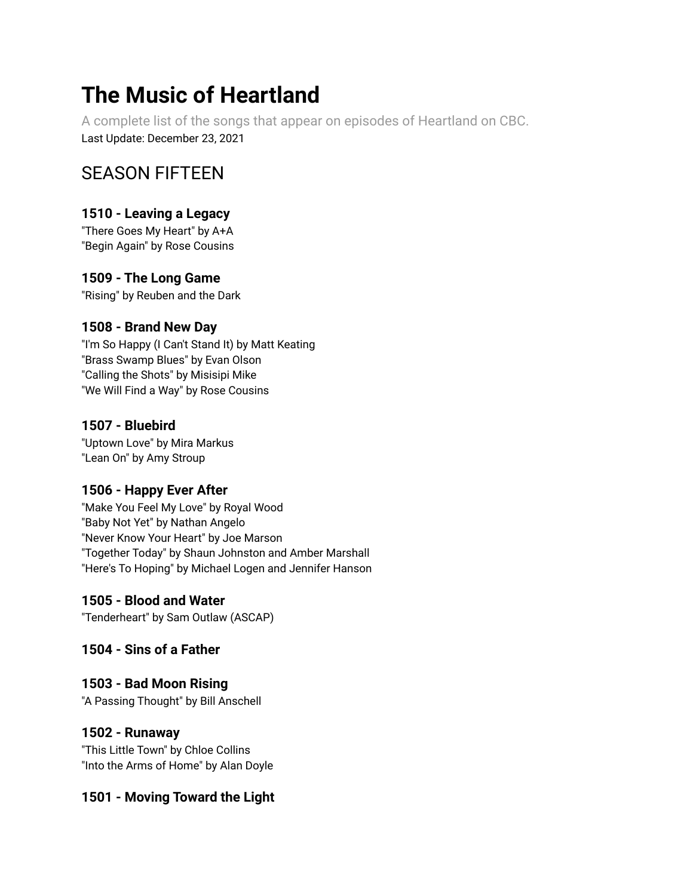# The Music of Heartland

A complete list of the songs that appear on episodes of Heartland on CBC.

Last Update: December 23, 2021

## SEASON FIFTEEN

### 1510 - Leaving a Legacy

"There Goes My Heart" by A+A
"Begin Again" by Rose Cousins

### 1509 - The Long Game

"Rising" by Reuben and the Dark

### 1508 - Brand New Day

"I'm So Happy (I Can't Stand It) by Matt Keating
"Brass Swamp Blues" by Evan Olson
"Calling the Shots" by Misisipi Mike
"We Will Find a Way" by Rose Cousins

### 1507 - Bluebird

"Uptown Love" by Mira Markus
"Lean On" by Amy Stroup

### 1506 - Happy Ever After

"Make You Feel My Love" by Royal Wood
"Baby Not Yet" by Nathan Angelo
"Never Know Your Heart" by Joe Marson
"Together Today" by Shaun Johnston and Amber Marshall
"Here's To Hoping" by Michael Logen and Jennifer Hanson

### 1505 - Blood and Water

"Tenderheart" by Sam Outlaw (ASCAP)

### 1504 - Sins of a Father

### 1503 - Bad Moon Rising

"A Passing Thought" by Bill Anschell

### 1502 - Runaway

"This Little Town" by Chloe Collins
"Into the Arms of Home" by Alan Doyle

### 1501 - Moving Toward the Light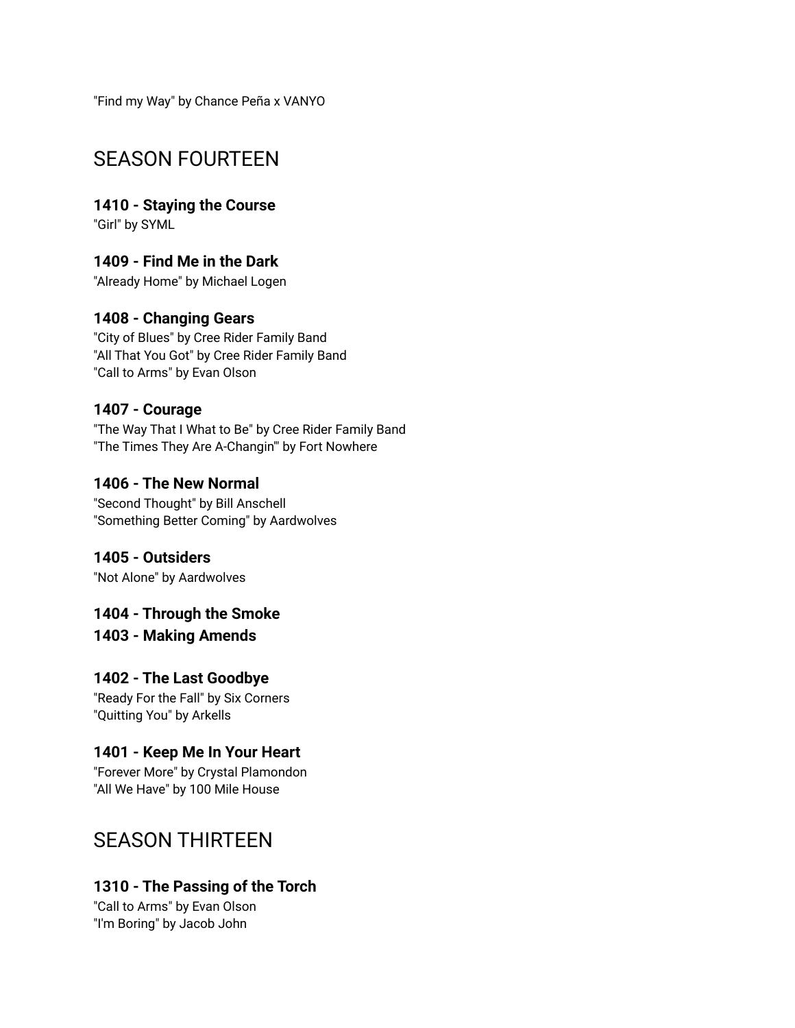"Find my Way" by Chance Peña x VANYO

## SEASON FOURTEEN

### 1410 - Staying the Course

"Girl" by SYML

### 1409 - Find Me in the Dark

"Already Home" by Michael Logen

### 1408 - Changing Gears

"City of Blues" by Cree Rider Family Band
"All That You Got" by Cree Rider Family Band
"Call to Arms" by Evan Olson

### 1407 - Courage

"The Way That I What to Be" by Cree Rider Family Band
"The Times They Are A-Changin'" by Fort Nowhere

### 1406 - The New Normal

"Second Thought" by Bill Anschell
"Something Better Coming" by Aardwolves

### 1405 - Outsiders

"Not Alone" by Aardwolves

### 1404 - Through the Smoke

### 1403 - Making Amends

### 1402 - The Last Goodbye

"Ready For the Fall" by Six Corners
"Quitting You" by Arkells

### 1401 - Keep Me In Your Heart

"Forever More" by Crystal Plamondon
"All We Have" by 100 Mile House

## SEASON THIRTEEN

### 1310 - The Passing of the Torch

"Call to Arms" by Evan Olson
"I'm Boring" by Jacob John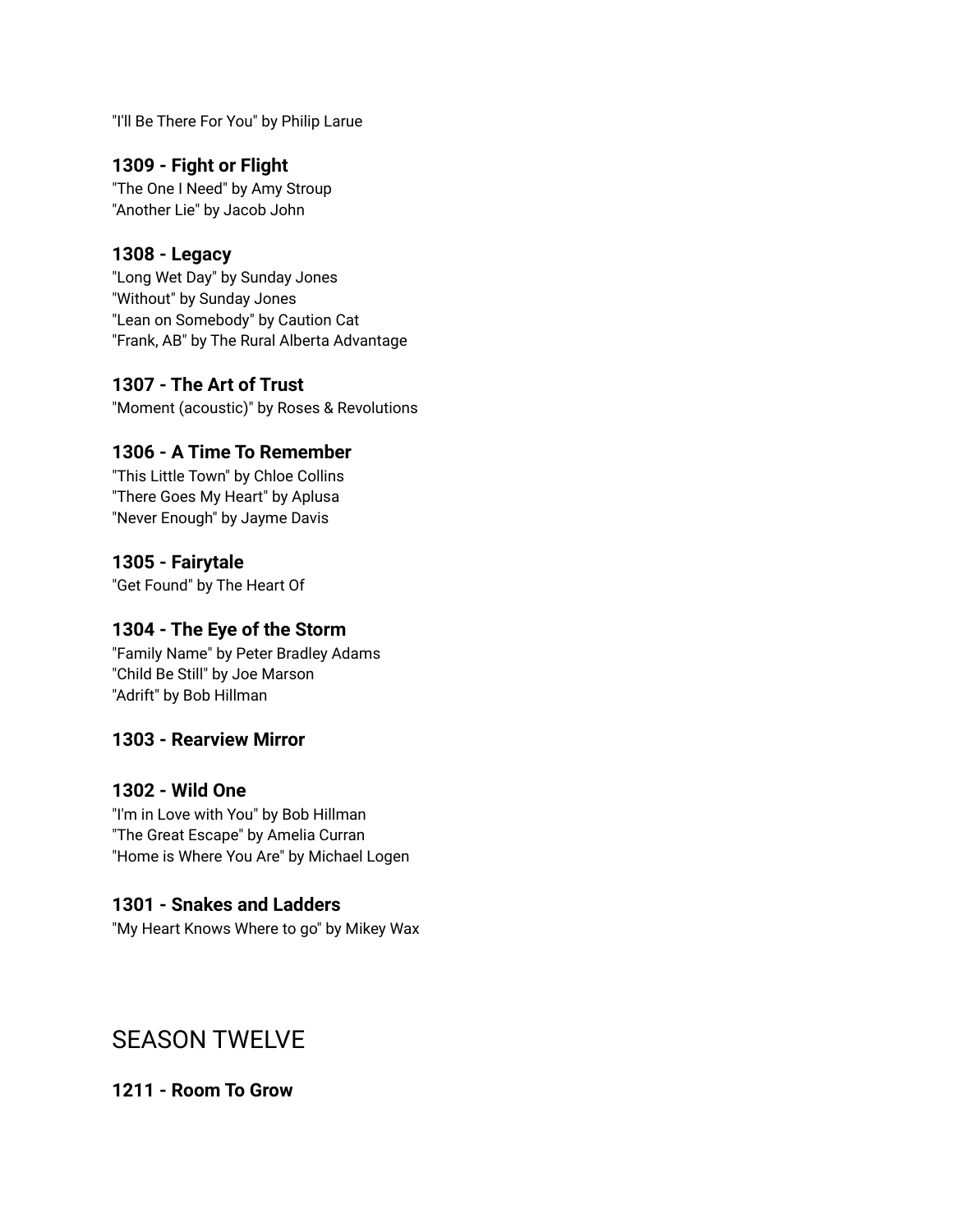"I'll Be There For You" by Philip Larue

### 1309 - Fight or Flight

"The One I Need" by Amy Stroup
"Another Lie" by Jacob John

### 1308 - Legacy

"Long Wet Day" by Sunday Jones
"Without" by Sunday Jones
"Lean on Somebody" by Caution Cat
"Frank, AB" by The Rural Alberta Advantage

### 1307 - The Art of Trust

"Moment (acoustic)" by Roses & Revolutions

### 1306 - A Time To Remember

"This Little Town" by Chloe Collins
"There Goes My Heart" by Aplusa
"Never Enough" by Jayme Davis

### 1305 - Fairytale

"Get Found" by The Heart Of

### 1304 - The Eye of the Storm

"Family Name" by Peter Bradley Adams
"Child Be Still" by Joe Marson
"Adrift" by Bob Hillman

### 1303 - Rearview Mirror

### 1302 - Wild One

"I'm in Love with You" by Bob Hillman
"The Great Escape" by Amelia Curran
"Home is Where You Are" by Michael Logen

### 1301 - Snakes and Ladders

"My Heart Knows Where to go" by Mikey Wax

## SEASON TWELVE

### 1211 - Room To Grow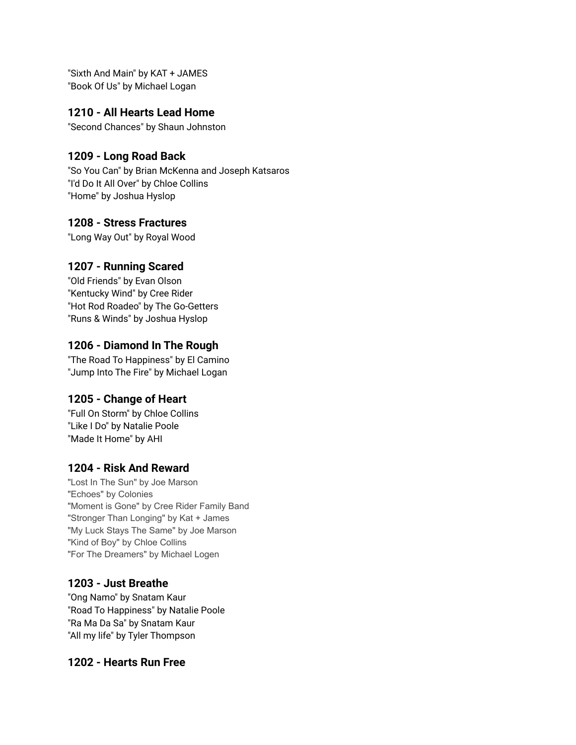"Sixth And Main" by KAT + JAMES
"Book Of Us" by Michael Logan

### 1210 - All Hearts Lead Home

"Second Chances" by Shaun Johnston

### 1209 - Long Road Back

"So You Can" by Brian McKenna and Joseph Katsaros
"I'd Do It All Over" by Chloe Collins
"Home" by Joshua Hyslop

### 1208 - Stress Fractures

"Long Way Out" by Royal Wood

### 1207 - Running Scared

"Old Friends" by Evan Olson
"Kentucky Wind" by Cree Rider
"Hot Rod Roadeo" by The Go-Getters
"Runs & Winds" by Joshua Hyslop

### 1206 - Diamond In The Rough

"The Road To Happiness" by El Camino
"Jump Into The Fire" by Michael Logan

### 1205 - Change of Heart

"Full On Storm" by Chloe Collins
"Like I Do" by Natalie Poole
"Made It Home" by AHI

### 1204 - Risk And Reward

"Lost In The Sun" by Joe Marson
"Echoes" by Colonies
"Moment is Gone" by Cree Rider Family Band
"Stronger Than Longing" by Kat + James
"My Luck Stays The Same" by Joe Marson
"Kind of Boy" by Chloe Collins
"For The Dreamers" by Michael Logen

### 1203 - Just Breathe

"Ong Namo" by Snatam Kaur
"Road To Happiness" by Natalie Poole
"Ra Ma Da Sa" by Snatam Kaur
"All my life" by Tyler Thompson

### 1202 - Hearts Run Free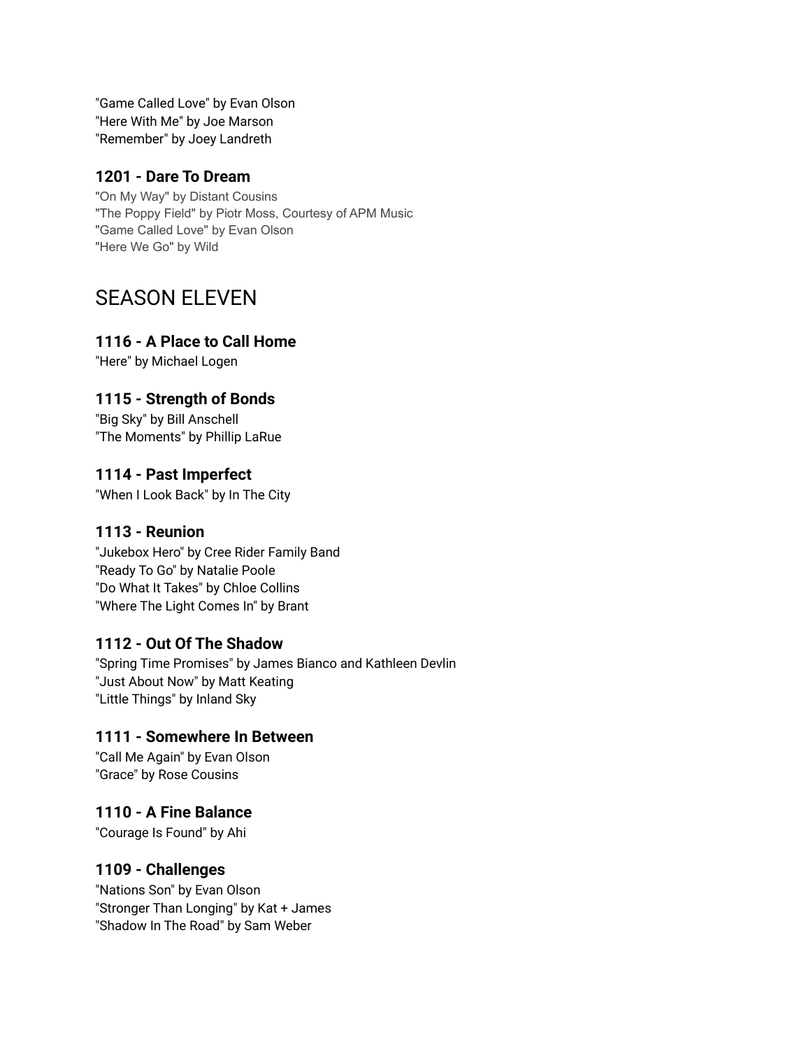"Game Called Love" by Evan Olson
"Here With Me" by Joe Marson
"Remember" by Joey Landreth

### 1201 - Dare To Dream

"On My Way" by Distant Cousins
"The Poppy Field" by Piotr Moss, Courtesy of APM Music
"Game Called Love" by Evan Olson
"Here We Go" by Wild

## SEASON ELEVEN

### 1116 - A Place to Call Home

"Here" by Michael Logen

### 1115 - Strength of Bonds

"Big Sky" by Bill Anschell
"The Moments" by Phillip LaRue

### 1114 - Past Imperfect

"When I Look Back" by In The City

### 1113 - Reunion

"Jukebox Hero" by Cree Rider Family Band
"Ready To Go" by Natalie Poole
"Do What It Takes" by Chloe Collins
"Where The Light Comes In" by Brant

### 1112 - Out Of The Shadow

"Spring Time Promises" by James Bianco and Kathleen Devlin
"Just About Now" by Matt Keating
"Little Things" by Inland Sky

### 1111 - Somewhere In Between

"Call Me Again" by Evan Olson
"Grace" by Rose Cousins

### 1110 - A Fine Balance

"Courage Is Found" by Ahi

### 1109 - Challenges

"Nations Son" by Evan Olson
"Stronger Than Longing" by Kat + James
"Shadow In The Road" by Sam Weber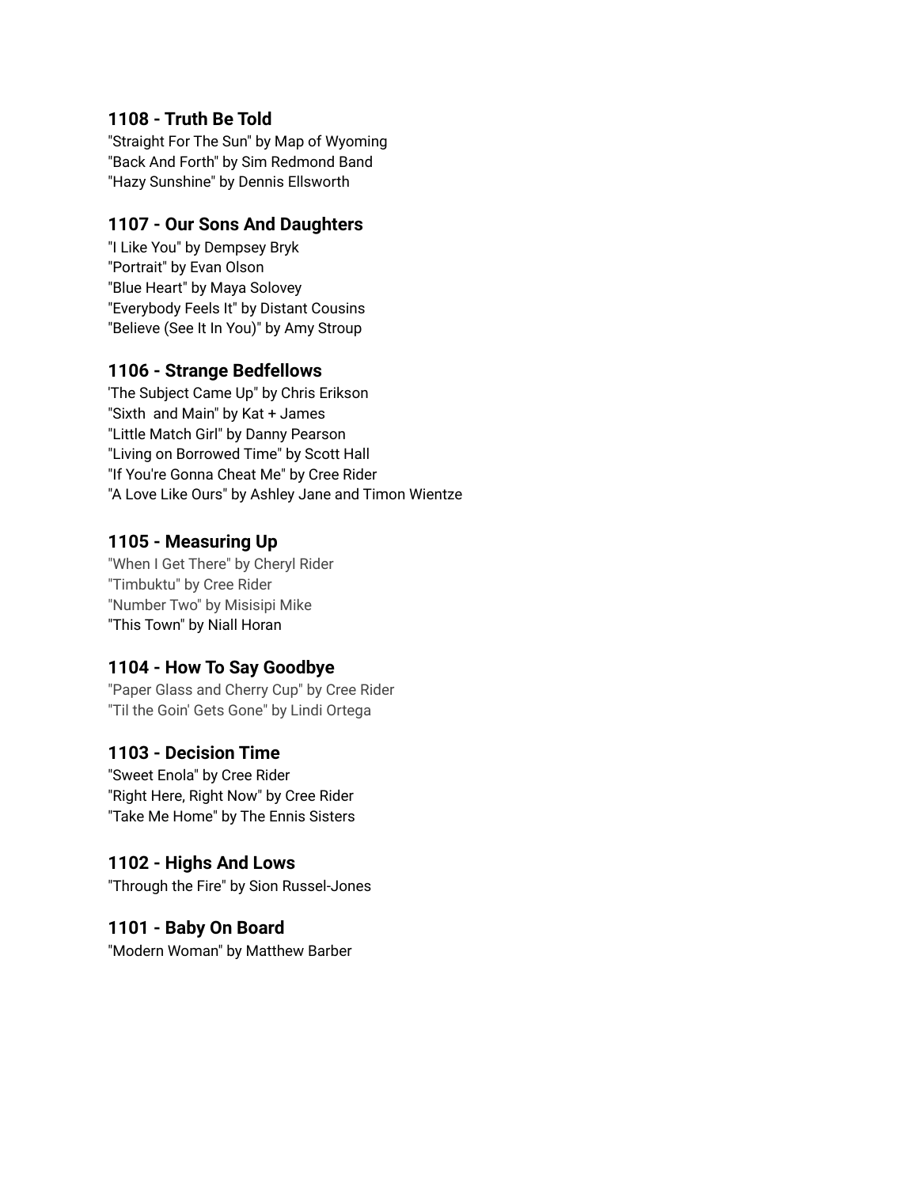### 1108 - Truth Be Told

"Straight For The Sun" by Map of Wyoming
"Back And Forth" by Sim Redmond Band
"Hazy Sunshine" by Dennis Ellsworth

### 1107 - Our Sons And Daughters

"I Like You" by Dempsey Bryk
"Portrait" by Evan Olson
"Blue Heart" by Maya Solovey
"Everybody Feels It" by Distant Cousins
"Believe (See It In You)" by Amy Stroup

### 1106 - Strange Bedfellows

'The Subject Came Up" by Chris Erikson
"Sixth  and Main" by Kat + James
"Little Match Girl" by Danny Pearson
"Living on Borrowed Time" by Scott Hall
"If You're Gonna Cheat Me" by Cree Rider
"A Love Like Ours" by Ashley Jane and Timon Wientze

### 1105 - Measuring Up

"When I Get There" by Cheryl Rider
"Timbuktu" by Cree Rider
"Number Two" by Misisipi Mike
"This Town" by Niall Horan

### 1104 - How To Say Goodbye

"Paper Glass and Cherry Cup" by Cree Rider
"Til the Goin' Gets Gone" by Lindi Ortega

### 1103 - Decision Time

"Sweet Enola" by Cree Rider
"Right Here, Right Now" by Cree Rider
"Take Me Home" by The Ennis Sisters

### 1102 - Highs And Lows

"Through the Fire" by Sion Russel-Jones

### 1101 - Baby On Board

"Modern Woman" by Matthew Barber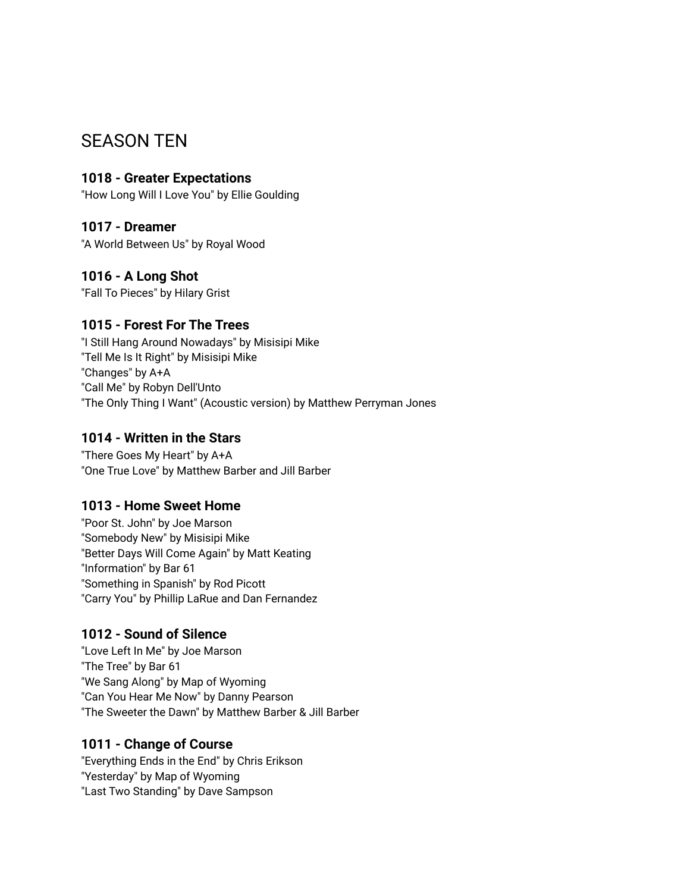## SEASON TEN

### 1018 - Greater Expectations

"How Long Will I Love You" by Ellie Goulding

### 1017 - Dreamer

"A World Between Us" by Royal Wood

### 1016 - A Long Shot

"Fall To Pieces" by Hilary Grist

### 1015 - Forest For The Trees

"I Still Hang Around Nowadays" by Misisipi Mike
"Tell Me Is It Right" by Misisipi Mike
"Changes" by A+A
"Call Me" by Robyn Dell'Unto
"The Only Thing I Want" (Acoustic version) by Matthew Perryman Jones

### 1014 - Written in the Stars

"There Goes My Heart" by A+A
"One True Love" by Matthew Barber and Jill Barber

### 1013 - Home Sweet Home

"Poor St. John" by Joe Marson
"Somebody New" by Misisipi Mike
"Better Days Will Come Again" by Matt Keating
"Information" by Bar 61
"Something in Spanish" by Rod Picott
"Carry You" by Phillip LaRue and Dan Fernandez

### 1012 - Sound of Silence

"Love Left In Me" by Joe Marson
"The Tree" by Bar 61
"We Sang Along" by Map of Wyoming
"Can You Hear Me Now" by Danny Pearson
"The Sweeter the Dawn" by Matthew Barber & Jill Barber

### 1011 - Change of Course

"Everything Ends in the End" by Chris Erikson
"Yesterday" by Map of Wyoming
"Last Two Standing" by Dave Sampson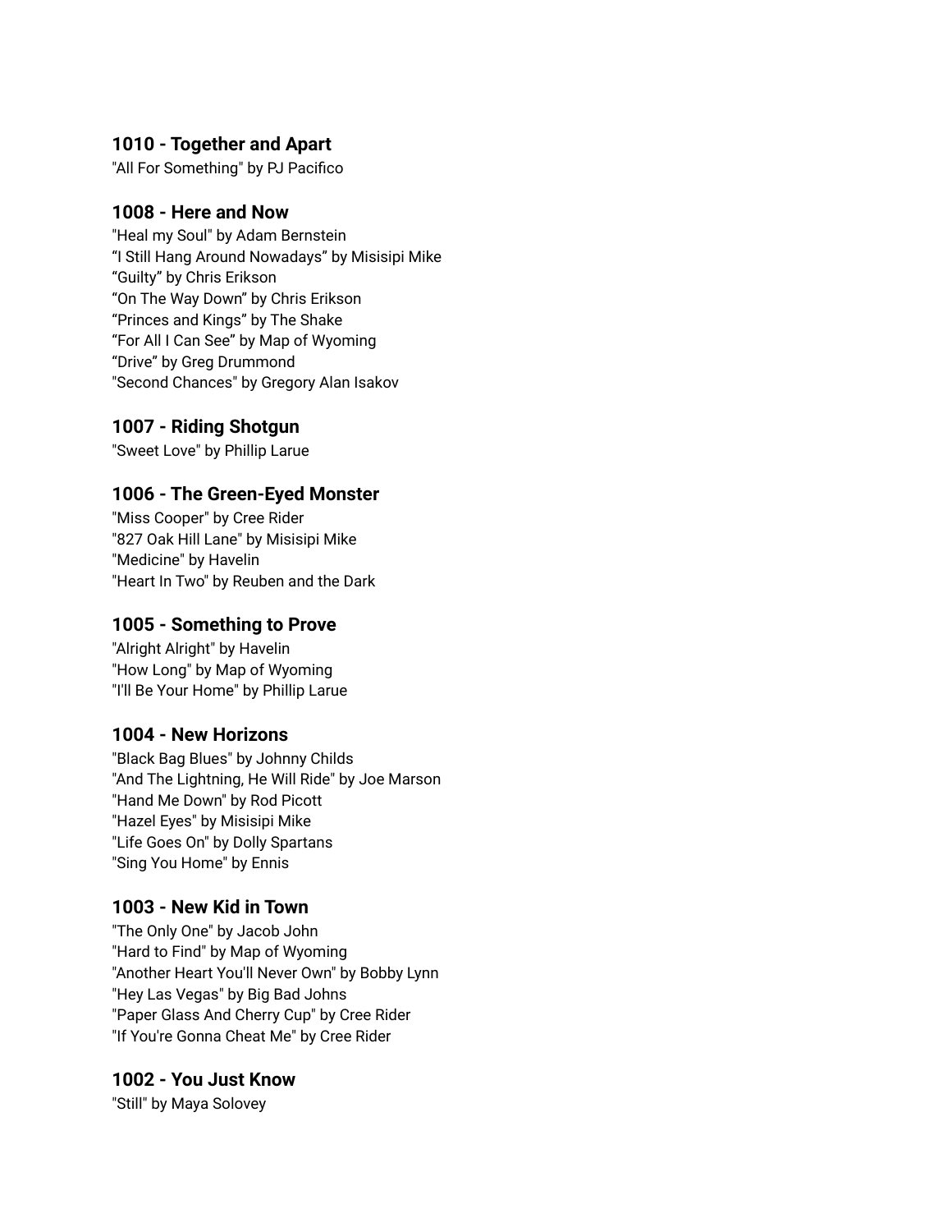### 1010 - Together and Apart

"All For Something" by PJ Pacifico

### 1008 - Here and Now

"Heal my Soul" by Adam Bernstein
“I Still Hang Around Nowadays” by Misisipi Mike
“Guilty” by Chris Erikson
“On The Way Down” by Chris Erikson
“Princes and Kings” by The Shake
“For All I Can See” by Map of Wyoming
“Drive” by Greg Drummond
"Second Chances" by Gregory Alan Isakov

### 1007 - Riding Shotgun

"Sweet Love" by Phillip Larue

### 1006 - The Green-Eyed Monster

"Miss Cooper" by Cree Rider
"827 Oak Hill Lane" by Misisipi Mike
"Medicine" by Havelin
"Heart In Two" by Reuben and the Dark

### 1005 - Something to Prove

"Alright Alright" by Havelin
"How Long" by Map of Wyoming
"I'll Be Your Home" by Phillip Larue

### 1004 - New Horizons

"Black Bag Blues" by Johnny Childs
"And The Lightning, He Will Ride" by Joe Marson
"Hand Me Down" by Rod Picott
"Hazel Eyes" by Misisipi Mike
"Life Goes On" by Dolly Spartans
"Sing You Home" by Ennis

### 1003 - New Kid in Town

"The Only One" by Jacob John
"Hard to Find" by Map of Wyoming
"Another Heart You'll Never Own" by Bobby Lynn
"Hey Las Vegas" by Big Bad Johns
"Paper Glass And Cherry Cup" by Cree Rider
"If You're Gonna Cheat Me" by Cree Rider

### 1002 - You Just Know

"Still" by Maya Solovey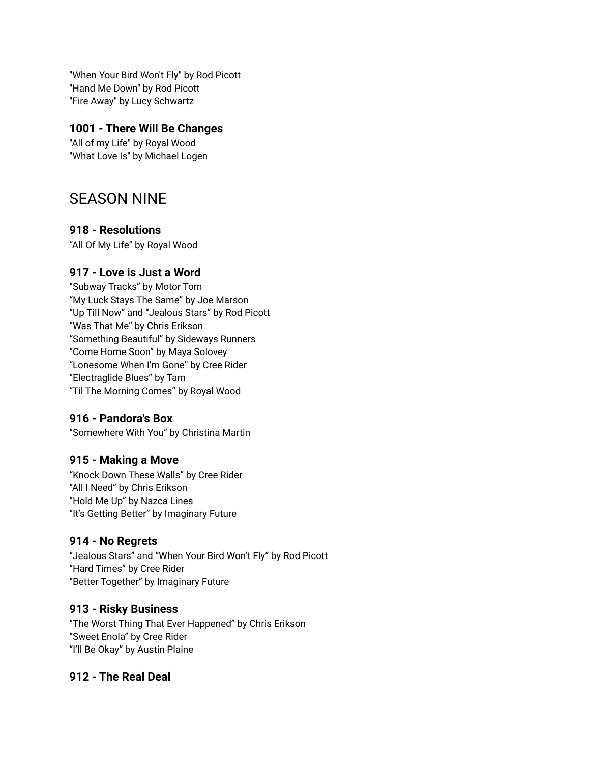"When Your Bird Won't Fly" by Rod Picott
"Hand Me Down" by Rod Picott
"Fire Away" by Lucy Schwartz

### 1001 - There Will Be Changes

"All of my Life" by Royal Wood
"What Love Is" by Michael Logen

## SEASON NINE

### 918 - Resolutions

“All Of My Life” by Royal Wood

### 917 - Love is Just a Word

“Subway Tracks” by Motor Tom
“My Luck Stays The Same” by Joe Marson
“Up Till Now” and “Jealous Stars” by Rod Picott
“Was That Me” by Chris Erikson
“Something Beautiful” by Sideways Runners
“Come Home Soon” by Maya Solovey
“Lonesome When I’m Gone” by Cree Rider
“Electraglide Blues” by Tam
“Til The Morning Comes” by Royal Wood

### 916 - Pandora's Box

“Somewhere With You” by Christina Martin

### 915 - Making a Move

“Knock Down These Walls” by Cree Rider
“All I Need” by Chris Erikson
“Hold Me Up” by Nazca Lines
“It’s Getting Better” by Imaginary Future

### 914 - No Regrets

“Jealous Stars” and “When Your Bird Won’t Fly” by Rod Picott
“Hard Times” by Cree Rider
“Better Together” by Imaginary Future

### 913 - Risky Business

“The Worst Thing That Ever Happened” by Chris Erikson
“Sweet Enola” by Cree Rider
“I’ll Be Okay” by Austin Plaine

### 912 - The Real Deal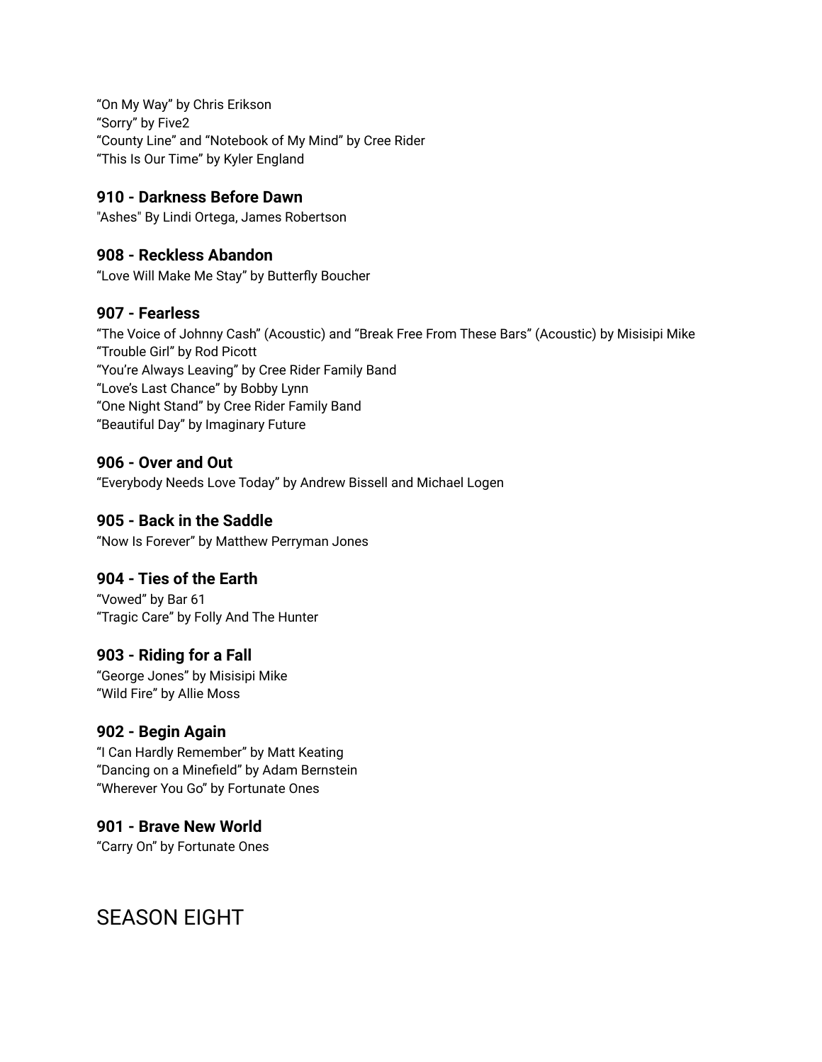"On My Way" by Chris Erikson
"Sorry" by Five2
"County Line" and "Notebook of My Mind" by Cree Rider
"This Is Our Time" by Kyler England

### 910 - Darkness Before Dawn

"Ashes" By Lindi Ortega, James Robertson

### 908 - Reckless Abandon

"Love Will Make Me Stay" by Butterfly Boucher

### 907 - Fearless

"The Voice of Johnny Cash" (Acoustic) and "Break Free From These Bars" (Acoustic) by Misisipi Mike
"Trouble Girl" by Rod Picott
"You're Always Leaving" by Cree Rider Family Band
"Love's Last Chance" by Bobby Lynn
"One Night Stand" by Cree Rider Family Band
"Beautiful Day" by Imaginary Future

### 906 - Over and Out

"Everybody Needs Love Today" by Andrew Bissell and Michael Logen

### 905 - Back in the Saddle

"Now Is Forever" by Matthew Perryman Jones

### 904 - Ties of the Earth

"Vowed" by Bar 61
"Tragic Care" by Folly And The Hunter

### 903 - Riding for a Fall

"George Jones" by Misisipi Mike
"Wild Fire" by Allie Moss

### 902 - Begin Again

"I Can Hardly Remember" by Matt Keating
"Dancing on a Minefield" by Adam Bernstein
"Wherever You Go" by Fortunate Ones

### 901 - Brave New World

"Carry On" by Fortunate Ones

## SEASON EIGHT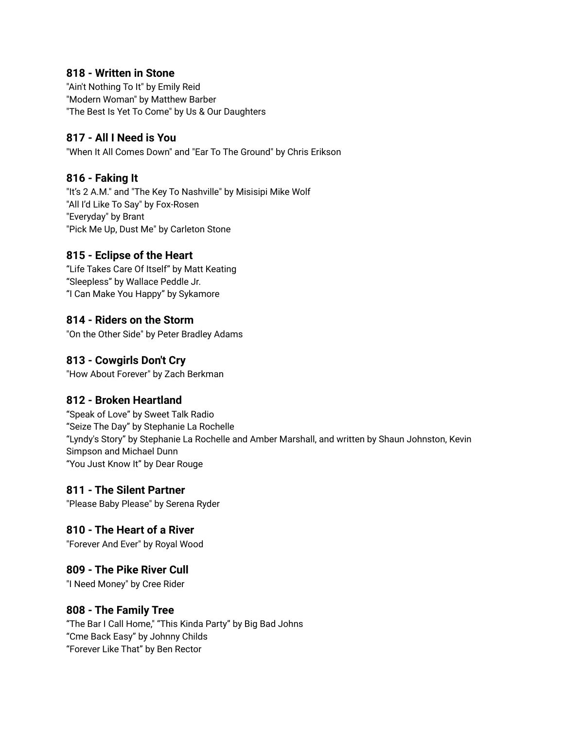### 818 - Written in Stone

"Ain't Nothing To It" by Emily Reid
"Modern Woman" by Matthew Barber
"The Best Is Yet To Come" by Us & Our Daughters

### 817 - All I Need is You

"When It All Comes Down" and "Ear To The Ground" by Chris Erikson

### 816 - Faking It

"It’s 2 A.M." and "The Key To Nashville" by Misisipi Mike Wolf
"All I’d Like To Say" by Fox-Rosen
"Everyday" by Brant
"Pick Me Up, Dust Me" by Carleton Stone

### 815 - Eclipse of the Heart

“Life Takes Care Of Itself” by Matt Keating
“Sleepless” by Wallace Peddle Jr.
“I Can Make You Happy” by Sykamore

### 814 - Riders on the Storm

"On the Other Side" by Peter Bradley Adams

### 813 - Cowgirls Don't Cry

"How About Forever" by Zach Berkman

### 812 - Broken Heartland

“Speak of Love” by Sweet Talk Radio
“Seize The Day” by Stephanie La Rochelle
“Lyndy's Story” by Stephanie La Rochelle and Amber Marshall, and written by Shaun Johnston, Kevin Simpson and Michael Dunn
“You Just Know It” by Dear Rouge

### 811 - The Silent Partner

"Please Baby Please" by Serena Ryder

### 810 - The Heart of a River

"Forever And Ever" by Royal Wood

### 809 - The Pike River Cull

"I Need Money" by Cree Rider

### 808 - The Family Tree

“The Bar I Call Home,” “This Kinda Party” by Big Bad Johns
“Cme Back Easy” by Johnny Childs
“Forever Like That” by Ben Rector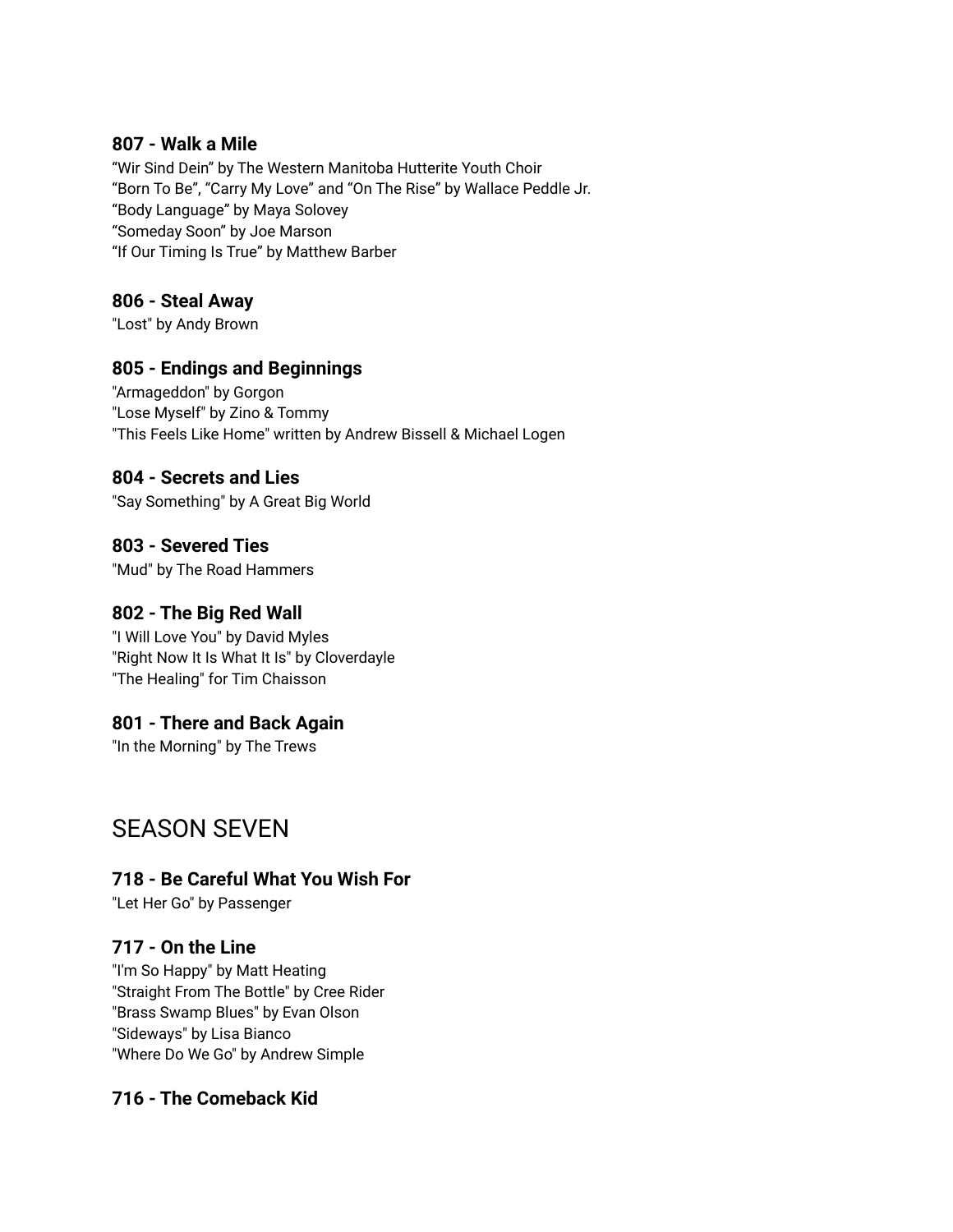### 807 - Walk a Mile

“Wir Sind Dein” by The Western Manitoba Hutterite Youth Choir
“Born To Be”, “Carry My Love” and “On The Rise” by Wallace Peddle Jr.
“Body Language” by Maya Solovey
“Someday Soon” by Joe Marson
“If Our Timing Is True” by Matthew Barber

### 806 - Steal Away

"Lost" by Andy Brown

### 805 - Endings and Beginnings

"Armageddon" by Gorgon
"Lose Myself" by Zino & Tommy
"This Feels Like Home" written by Andrew Bissell & Michael Logen

### 804 - Secrets and Lies

"Say Something" by A Great Big World

### 803 - Severed Ties

"Mud" by The Road Hammers

### 802 - The Big Red Wall

"I Will Love You" by David Myles
"Right Now It Is What It Is" by Cloverdayle
"The Healing" for Tim Chaisson

### 801 - There and Back Again

"In the Morning" by The Trews

## SEASON SEVEN

### 718 - Be Careful What You Wish For

"Let Her Go" by Passenger

### 717 - On the Line

"I'm So Happy" by Matt Heating
"Straight From The Bottle" by Cree Rider
"Brass Swamp Blues" by Evan Olson
"Sideways" by Lisa Bianco
"Where Do We Go" by Andrew Simple

### 716 - The Comeback Kid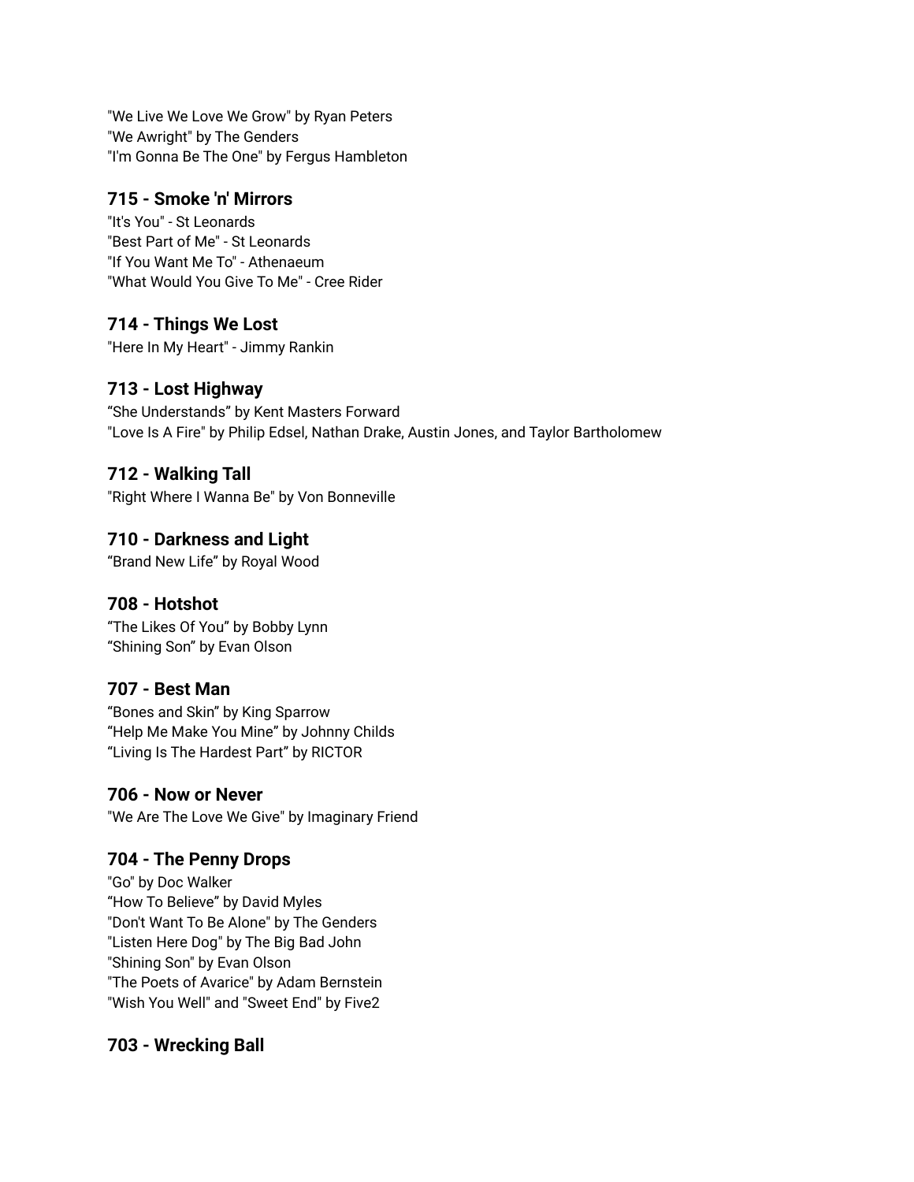"We Live We Love We Grow" by Ryan Peters
"We Awright" by The Genders
"I'm Gonna Be The One" by Fergus Hambleton

### 715 - Smoke 'n' Mirrors

"It's You" - St Leonards
"Best Part of Me" - St Leonards
"If You Want Me To" - Athenaeum
"What Would You Give To Me" - Cree Rider

### 714 - Things We Lost

"Here In My Heart" - Jimmy Rankin

### 713 - Lost Highway

"She Understands" by Kent Masters Forward
"Love Is A Fire" by Philip Edsel, Nathan Drake, Austin Jones, and Taylor Bartholomew

### 712 - Walking Tall

"Right Where I Wanna Be" by Von Bonneville

### 710 - Darkness and Light

"Brand New Life" by Royal Wood

### 708 - Hotshot

"The Likes Of You" by Bobby Lynn
"Shining Son" by Evan Olson

### 707 - Best Man

"Bones and Skin" by King Sparrow
"Help Me Make You Mine" by Johnny Childs
"Living Is The Hardest Part" by RICTOR

### 706 - Now or Never

"We Are The Love We Give" by Imaginary Friend

### 704 - The Penny Drops

"Go" by Doc Walker
"How To Believe" by David Myles
"Don't Want To Be Alone" by The Genders
"Listen Here Dog" by The Big Bad John
"Shining Son" by Evan Olson
"The Poets of Avarice" by Adam Bernstein
"Wish You Well" and "Sweet End" by Five2

### 703 - Wrecking Ball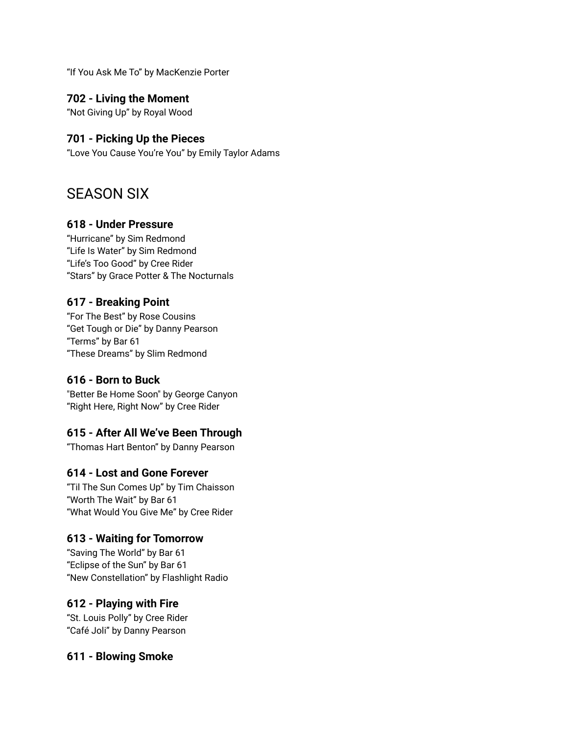“If You Ask Me To” by MacKenzie Porter

### 702 - Living the Moment

“Not Giving Up” by Royal Wood

### 701 - Picking Up the Pieces

“Love You Cause You’re You” by Emily Taylor Adams

## SEASON SIX

### 618 - Under Pressure

“Hurricane” by Sim Redmond
“Life Is Water” by Sim Redmond
“Life’s Too Good” by Cree Rider
“Stars” by Grace Potter & The Nocturnals

### 617 - Breaking Point

“For The Best” by Rose Cousins
“Get Tough or Die” by Danny Pearson
“Terms” by Bar 61
“These Dreams” by Slim Redmond

### 616 - Born to Buck

"Better Be Home Soon" by George Canyon
“Right Here, Right Now” by Cree Rider

### 615 - After All We’ve Been Through

“Thomas Hart Benton” by Danny Pearson

### 614 - Lost and Gone Forever

“Til The Sun Comes Up” by Tim Chaisson
“Worth The Wait” by Bar 61
“What Would You Give Me” by Cree Rider

### 613 - Waiting for Tomorrow

“Saving The World” by Bar 61
“Eclipse of the Sun” by Bar 61
“New Constellation” by Flashlight Radio

### 612 - Playing with Fire

“St. Louis Polly” by Cree Rider
“Café Joli” by Danny Pearson

### 611 - Blowing Smoke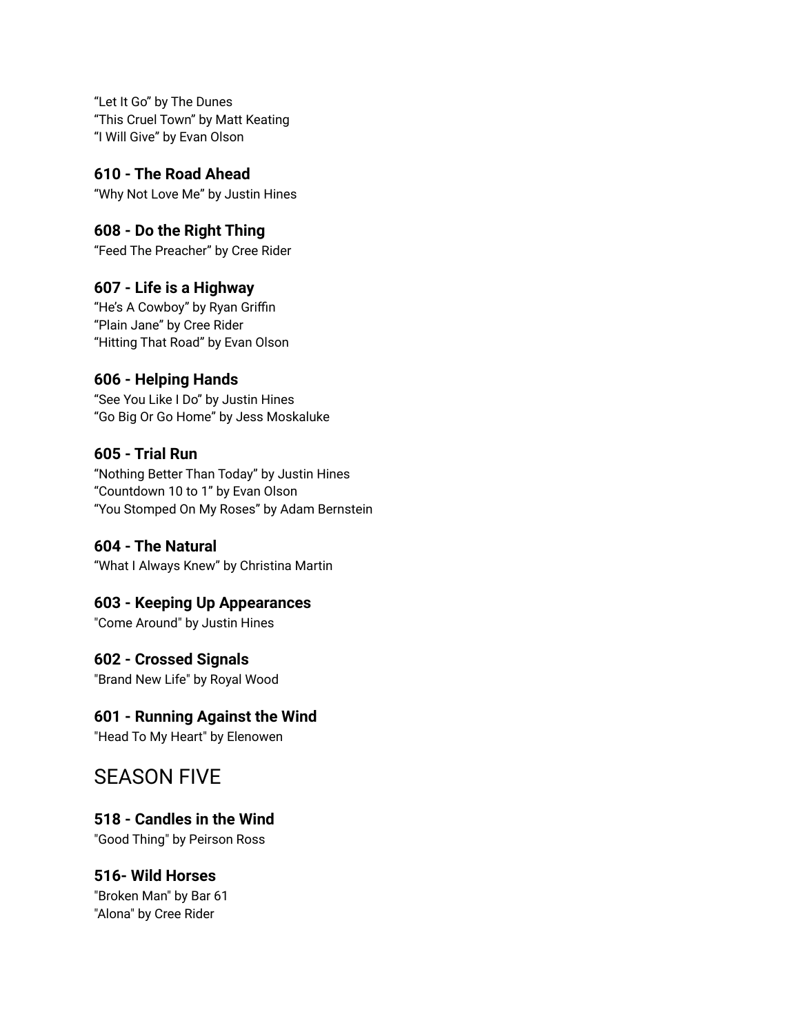“Let It Go” by The Dunes
“This Cruel Town” by Matt Keating
“I Will Give” by Evan Olson

### 610 - The Road Ahead
“Why Not Love Me” by Justin Hines

### 608 - Do the Right Thing
“Feed The Preacher” by Cree Rider

### 607 - Life is a Highway
“He’s A Cowboy” by Ryan Griffin
“Plain Jane” by Cree Rider
“Hitting That Road” by Evan Olson

### 606 - Helping Hands
“See You Like I Do” by Justin Hines
“Go Big Or Go Home” by Jess Moskaluke

### 605 - Trial Run
“Nothing Better Than Today” by Justin Hines
“Countdown 10 to 1” by Evan Olson
“You Stomped On My Roses” by Adam Bernstein

### 604 - The Natural
“What I Always Knew” by Christina Martin

### 603 - Keeping Up Appearances
"Come Around" by Justin Hines

### 602 - Crossed Signals
"Brand New Life" by Royal Wood

### 601 - Running Against the Wind
"Head To My Heart" by Elenowen

## SEASON FIVE

### 518 - Candles in the Wind
"Good Thing" by Peirson Ross

### 516- Wild Horses
"Broken Man" by Bar 61
"Alona" by Cree Rider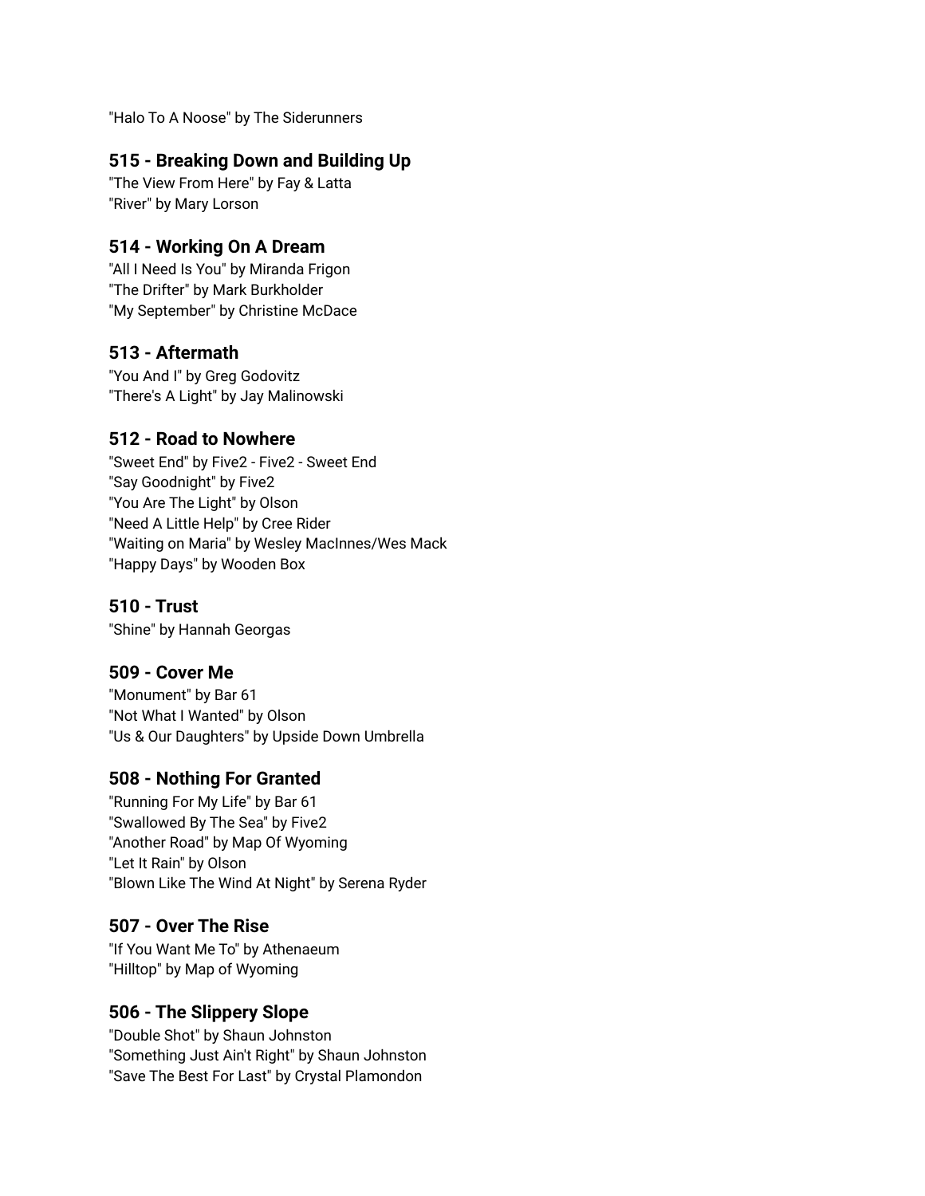"Halo To A Noose" by The Siderunners

### 515 - Breaking Down and Building Up

"The View From Here" by Fay & Latta
"River" by Mary Lorson

### 514 - Working On A Dream

"All I Need Is You" by Miranda Frigon
"The Drifter" by Mark Burkholder
"My September" by Christine McDace

### 513 - Aftermath

"You And I" by Greg Godovitz
"There's A Light" by Jay Malinowski

### 512 - Road to Nowhere

"Sweet End" by Five2 - Five2 - Sweet End
"Say Goodnight" by Five2
"You Are The Light" by Olson
"Need A Little Help" by Cree Rider
"Waiting on Maria" by Wesley MacInnes/Wes Mack
"Happy Days" by Wooden Box

### 510 - Trust

"Shine" by Hannah Georgas

### 509 - Cover Me

"Monument" by Bar 61
"Not What I Wanted" by Olson
"Us & Our Daughters" by Upside Down Umbrella

### 508 - Nothing For Granted

"Running For My Life" by Bar 61
"Swallowed By The Sea" by Five2
"Another Road" by Map Of Wyoming
"Let It Rain" by Olson
"Blown Like The Wind At Night" by Serena Ryder

### 507 - Over The Rise

"If You Want Me To" by Athenaeum
"Hilltop" by Map of Wyoming

### 506 - The Slippery Slope

"Double Shot" by Shaun Johnston
"Something Just Ain't Right" by Shaun Johnston
"Save The Best For Last" by Crystal Plamondon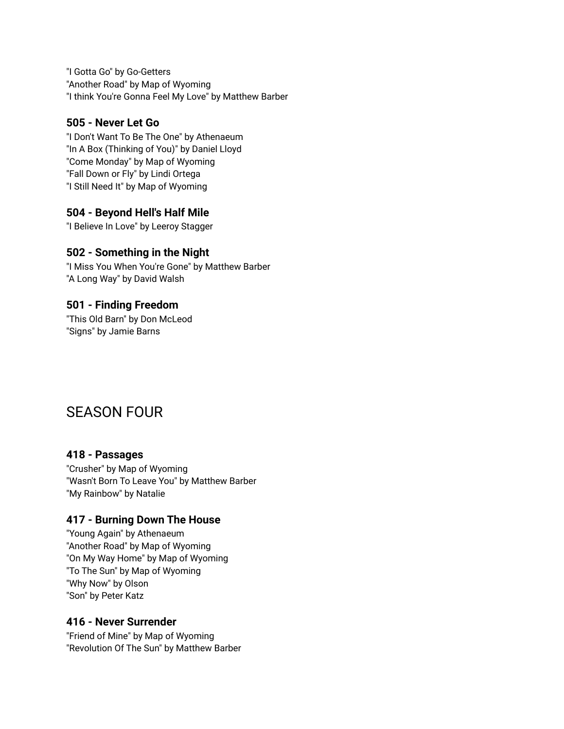"I Gotta Go" by Go-Getters
"Another Road" by Map of Wyoming
"I think You're Gonna Feel My Love" by Matthew Barber

### 505 - Never Let Go

"I Don't Want To Be The One" by Athenaeum
"In A Box (Thinking of You)" by Daniel Lloyd
"Come Monday" by Map of Wyoming
"Fall Down or Fly" by Lindi Ortega
"I Still Need It" by Map of Wyoming

### 504 - Beyond Hell's Half Mile

"I Believe In Love" by Leeroy Stagger

### 502 - Something in the Night

"I Miss You When You're Gone" by Matthew Barber
"A Long Way" by David Walsh

### 501 - Finding Freedom

"This Old Barn" by Don McLeod
"Signs" by Jamie Barns

## SEASON FOUR

### 418 - Passages

"Crusher" by Map of Wyoming
"Wasn't Born To Leave You" by Matthew Barber
"My Rainbow" by Natalie

### 417 - Burning Down The House

"Young Again" by Athenaeum
"Another Road" by Map of Wyoming
"On My Way Home" by Map of Wyoming
"To The Sun" by Map of Wyoming
"Why Now" by Olson
"Son" by Peter Katz

### 416 - Never Surrender

"Friend of Mine" by Map of Wyoming
"Revolution Of The Sun" by Matthew Barber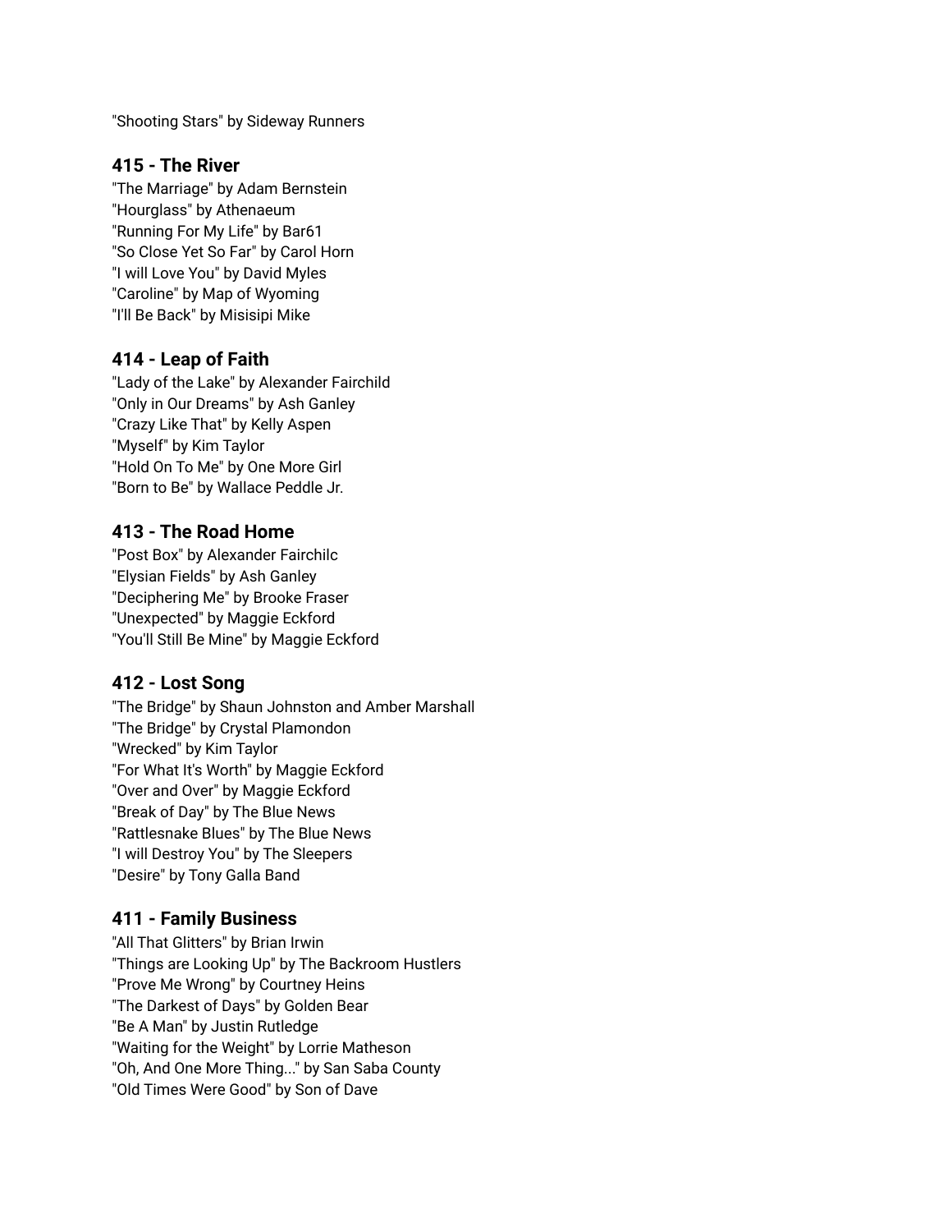"Shooting Stars" by Sideway Runners

### 415 - The River

"The Marriage" by Adam Bernstein
"Hourglass" by Athenaeum
"Running For My Life" by Bar61
"So Close Yet So Far" by Carol Horn
"I will Love You" by David Myles
"Caroline" by Map of Wyoming
"I'll Be Back" by Misisipi Mike

### 414 - Leap of Faith

"Lady of the Lake" by Alexander Fairchild
"Only in Our Dreams" by Ash Ganley
"Crazy Like That" by Kelly Aspen
"Myself" by Kim Taylor
"Hold On To Me" by One More Girl
"Born to Be" by Wallace Peddle Jr.

### 413 - The Road Home

"Post Box" by Alexander Fairchilc
"Elysian Fields" by Ash Ganley
"Deciphering Me" by Brooke Fraser
"Unexpected" by Maggie Eckford
"You'll Still Be Mine" by Maggie Eckford

### 412 - Lost Song

"The Bridge" by Shaun Johnston and Amber Marshall
"The Bridge" by Crystal Plamondon
"Wrecked" by Kim Taylor
"For What It's Worth" by Maggie Eckford
"Over and Over" by Maggie Eckford
"Break of Day" by The Blue News
"Rattlesnake Blues" by The Blue News
"I will Destroy You" by The Sleepers
"Desire" by Tony Galla Band

### 411 - Family Business

"All That Glitters" by Brian Irwin
"Things are Looking Up" by The Backroom Hustlers
"Prove Me Wrong" by Courtney Heins
"The Darkest of Days" by Golden Bear
"Be A Man" by Justin Rutledge
"Waiting for the Weight" by Lorrie Matheson
"Oh, And One More Thing..." by San Saba County
"Old Times Were Good" by Son of Dave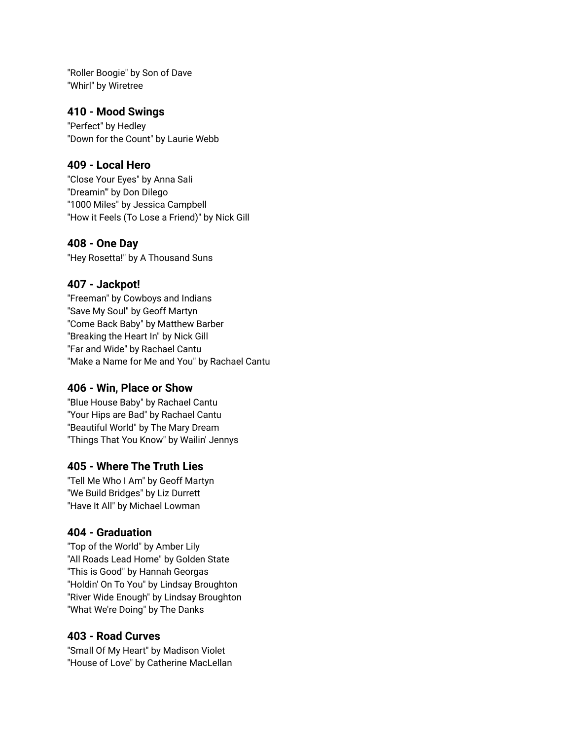"Roller Boogie" by Son of Dave
"Whirl" by Wiretree

### 410 - Mood Swings

"Perfect" by Hedley
"Down for the Count" by Laurie Webb

### 409 - Local Hero

"Close Your Eyes" by Anna Sali
"Dreamin'" by Don Dilego
"1000 Miles" by Jessica Campbell
"How it Feels (To Lose a Friend)" by Nick Gill

### 408 - One Day

"Hey Rosetta!" by A Thousand Suns

### 407 - Jackpot!

"Freeman" by Cowboys and Indians
"Save My Soul" by Geoff Martyn
"Come Back Baby" by Matthew Barber
"Breaking the Heart In" by Nick Gill
"Far and Wide" by Rachael Cantu
"Make a Name for Me and You" by Rachael Cantu

### 406 - Win, Place or Show

"Blue House Baby" by Rachael Cantu
"Your Hips are Bad" by Rachael Cantu
"Beautiful World" by The Mary Dream
"Things That You Know" by Wailin' Jennys

### 405 - Where The Truth Lies

"Tell Me Who I Am" by Geoff Martyn
"We Build Bridges" by Liz Durrett
"Have It All" by Michael Lowman

### 404 - Graduation

"Top of the World" by Amber Lily
"All Roads Lead Home" by Golden State
"This is Good" by Hannah Georgas
"Holdin' On To You" by Lindsay Broughton
"River Wide Enough" by Lindsay Broughton
"What We're Doing" by The Danks

### 403 - Road Curves

"Small Of My Heart" by Madison Violet
"House of Love" by Catherine MacLellan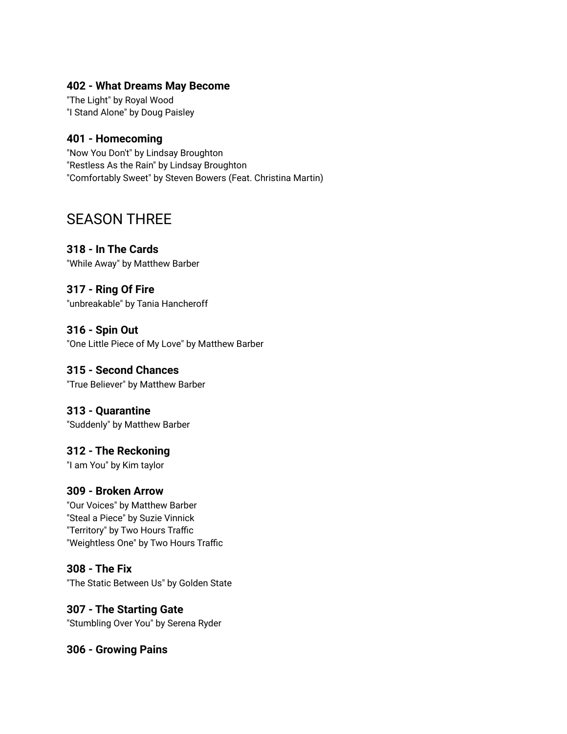### 402 - What Dreams May Become

"The Light" by Royal Wood
"I Stand Alone" by Doug Paisley

### 401 - Homecoming

"Now You Don't" by Lindsay Broughton
"Restless As the Rain" by Lindsay Broughton
"Comfortably Sweet" by Steven Bowers (Feat. Christina Martin)

## SEASON THREE

### 318 - In The Cards

"While Away" by Matthew Barber

### 317 - Ring Of Fire

"unbreakable" by Tania Hancheroff

### 316 - Spin Out

"One Little Piece of My Love" by Matthew Barber

### 315 - Second Chances

"True Believer" by Matthew Barber

### 313 - Quarantine

"Suddenly" by Matthew Barber

### 312 - The Reckoning

"I am You" by Kim taylor

### 309 - Broken Arrow

"Our Voices" by Matthew Barber
"Steal a Piece" by Suzie Vinnick
"Territory" by Two Hours Traffic
"Weightless One" by Two Hours Traffic

### 308 - The Fix

"The Static Between Us" by Golden State

### 307 - The Starting Gate

"Stumbling Over You" by Serena Ryder

### 306 - Growing Pains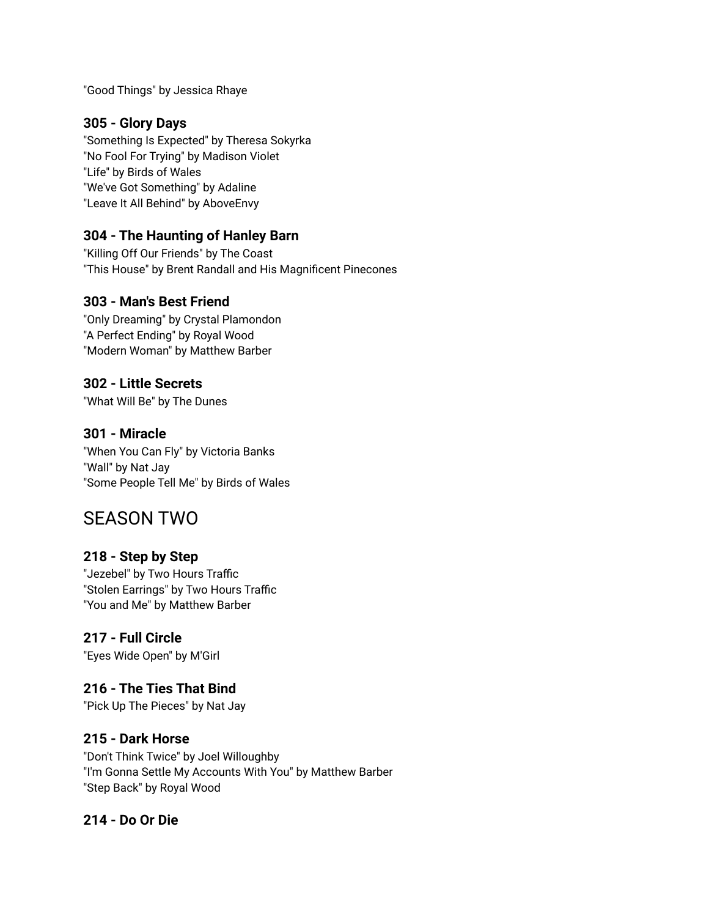"Good Things" by Jessica Rhaye

### 305 - Glory Days

"Something Is Expected" by Theresa Sokyrka
"No Fool For Trying" by Madison Violet
"Life" by Birds of Wales
"We've Got Something" by Adaline
"Leave It All Behind" by AboveEnvy

### 304 - The Haunting of Hanley Barn

"Killing Off Our Friends" by The Coast
"This House" by Brent Randall and His Magnificent Pinecones

### 303 - Man's Best Friend

"Only Dreaming" by Crystal Plamondon
"A Perfect Ending" by Royal Wood
"Modern Woman" by Matthew Barber

### 302 - Little Secrets

"What Will Be" by The Dunes

### 301 - Miracle

"When You Can Fly" by Victoria Banks
"Wall" by Nat Jay
"Some People Tell Me" by Birds of Wales

## SEASON TWO

### 218 - Step by Step

"Jezebel" by Two Hours Traffic
"Stolen Earrings" by Two Hours Traffic
"You and Me" by Matthew Barber

### 217 - Full Circle

"Eyes Wide Open" by M'Girl

### 216 - The Ties That Bind

"Pick Up The Pieces" by Nat Jay

### 215 - Dark Horse

"Don't Think Twice" by Joel Willoughby
"I'm Gonna Settle My Accounts With You" by Matthew Barber
"Step Back" by Royal Wood

### 214 - Do Or Die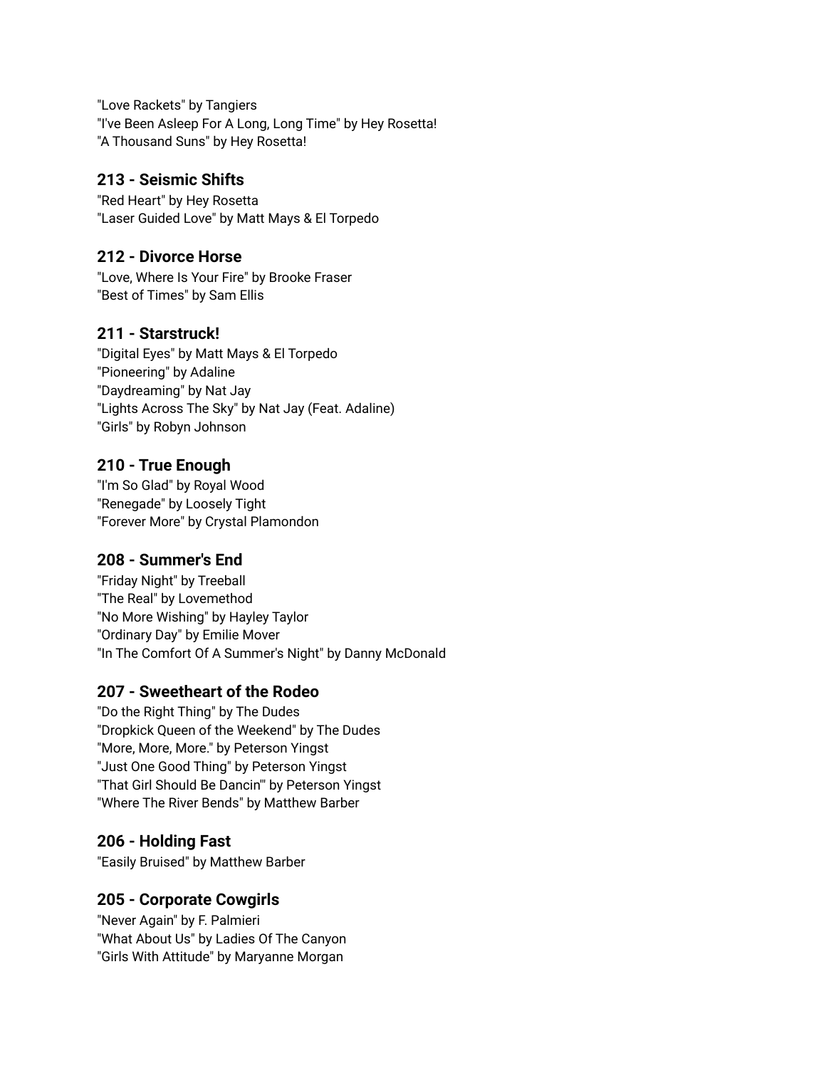"Love Rackets" by Tangiers
"I've Been Asleep For A Long, Long Time" by Hey Rosetta!
"A Thousand Suns" by Hey Rosetta!

### 213 - Seismic Shifts

"Red Heart" by Hey Rosetta
"Laser Guided Love" by Matt Mays & El Torpedo

### 212 - Divorce Horse

"Love, Where Is Your Fire" by Brooke Fraser
"Best of Times" by Sam Ellis

### 211 - Starstruck!

"Digital Eyes" by Matt Mays & El Torpedo
"Pioneering" by Adaline
"Daydreaming" by Nat Jay
"Lights Across The Sky" by Nat Jay (Feat. Adaline)
"Girls" by Robyn Johnson

### 210 - True Enough

"I'm So Glad" by Royal Wood
"Renegade" by Loosely Tight
"Forever More" by Crystal Plamondon

### 208 - Summer's End

"Friday Night" by Treeball
"The Real" by Lovemethod
"No More Wishing" by Hayley Taylor
"Ordinary Day" by Emilie Mover
"In The Comfort Of A Summer's Night" by Danny McDonald

### 207 - Sweetheart of the Rodeo

"Do the Right Thing" by The Dudes
"Dropkick Queen of the Weekend" by The Dudes
"More, More, More." by Peterson Yingst
"Just One Good Thing" by Peterson Yingst
"That Girl Should Be Dancin'" by Peterson Yingst
"Where The River Bends" by Matthew Barber

### 206 - Holding Fast

"Easily Bruised" by Matthew Barber

### 205 - Corporate Cowgirls

"Never Again" by F. Palmieri
"What About Us" by Ladies Of The Canyon
"Girls With Attitude" by Maryanne Morgan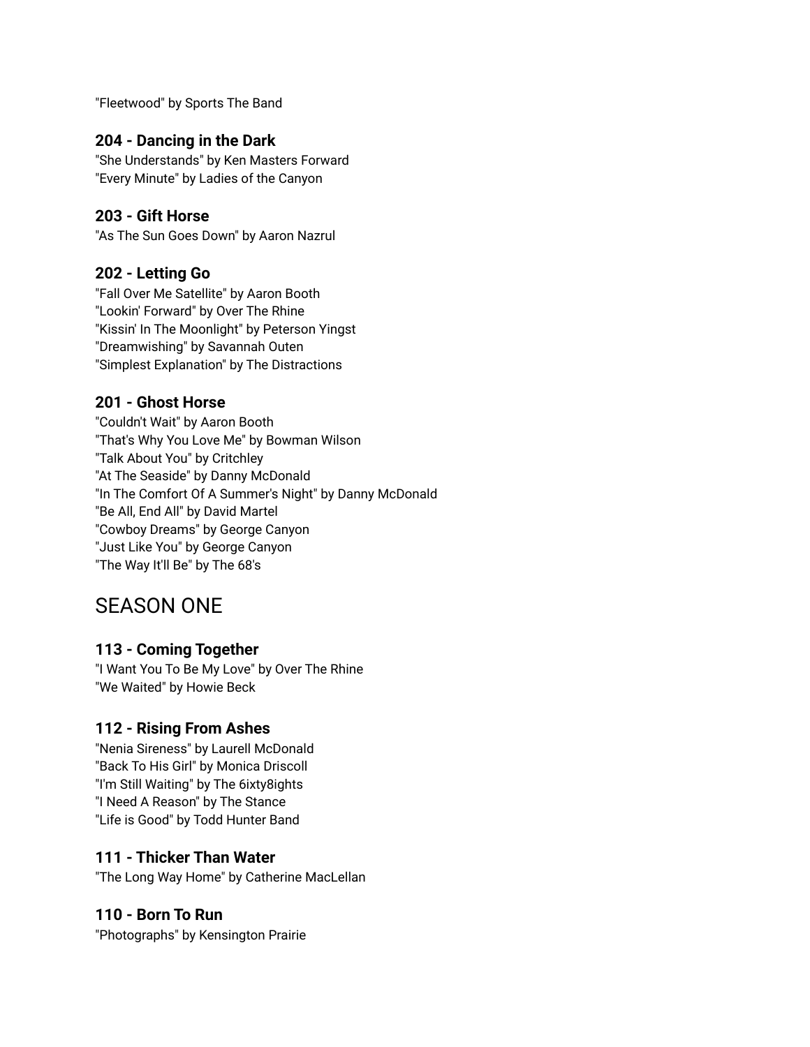"Fleetwood" by Sports The Band

### 204 - Dancing in the Dark

"She Understands" by Ken Masters Forward
"Every Minute" by Ladies of the Canyon

### 203 - Gift Horse

"As The Sun Goes Down" by Aaron Nazrul

### 202 - Letting Go

"Fall Over Me Satellite" by Aaron Booth
"Lookin' Forward" by Over The Rhine
"Kissin' In The Moonlight" by Peterson Yingst
"Dreamwishing" by Savannah Outen
"Simplest Explanation" by The Distractions

### 201 - Ghost Horse

"Couldn't Wait" by Aaron Booth
"That's Why You Love Me" by Bowman Wilson
"Talk About You" by Critchley
"At The Seaside" by Danny McDonald
"In The Comfort Of A Summer's Night" by Danny McDonald
"Be All, End All" by David Martel
"Cowboy Dreams" by George Canyon
"Just Like You" by George Canyon
"The Way It'll Be" by The 68's

## SEASON ONE

### 113 - Coming Together

"I Want You To Be My Love" by Over The Rhine
"We Waited" by Howie Beck

### 112 - Rising From Ashes

"Nenia Sireness" by Laurell McDonald
"Back To His Girl" by Monica Driscoll
"I'm Still Waiting" by The 6ixty8ights
"I Need A Reason" by The Stance
"Life is Good" by Todd Hunter Band

### 111 - Thicker Than Water

"The Long Way Home" by Catherine MacLellan

### 110 - Born To Run

"Photographs" by Kensington Prairie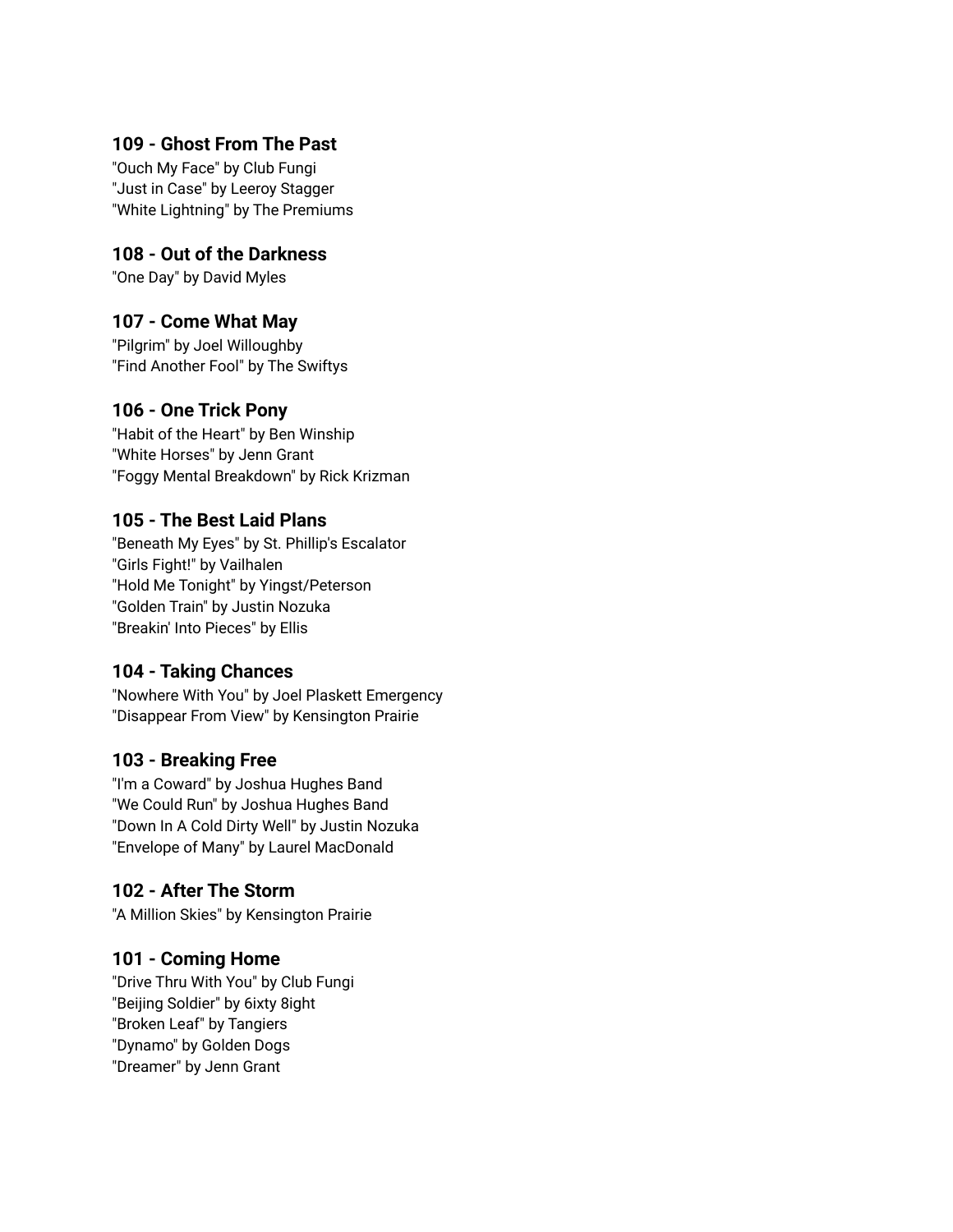### 109 - Ghost From The Past

"Ouch My Face" by Club Fungi
"Just in Case" by Leeroy Stagger
"White Lightning" by The Premiums

### 108 - Out of the Darkness

"One Day" by David Myles

### 107 - Come What May

"Pilgrim" by Joel Willoughby
"Find Another Fool" by The Swiftys

### 106 - One Trick Pony

"Habit of the Heart" by Ben Winship
"White Horses" by Jenn Grant
"Foggy Mental Breakdown" by Rick Krizman

### 105 - The Best Laid Plans

"Beneath My Eyes" by St. Phillip's Escalator
"Girls Fight!" by Vailhalen
"Hold Me Tonight" by Yingst/Peterson
"Golden Train" by Justin Nozuka
"Breakin' Into Pieces" by Ellis

### 104 - Taking Chances

"Nowhere With You" by Joel Plaskett Emergency
"Disappear From View" by Kensington Prairie

### 103 - Breaking Free

"I'm a Coward" by Joshua Hughes Band
"We Could Run" by Joshua Hughes Band
"Down In A Cold Dirty Well" by Justin Nozuka
"Envelope of Many" by Laurel MacDonald

### 102 - After The Storm

"A Million Skies" by Kensington Prairie

### 101 - Coming Home

"Drive Thru With You" by Club Fungi
"Beijing Soldier" by 6ixty 8ight
"Broken Leaf" by Tangiers
"Dynamo" by Golden Dogs
"Dreamer" by Jenn Grant